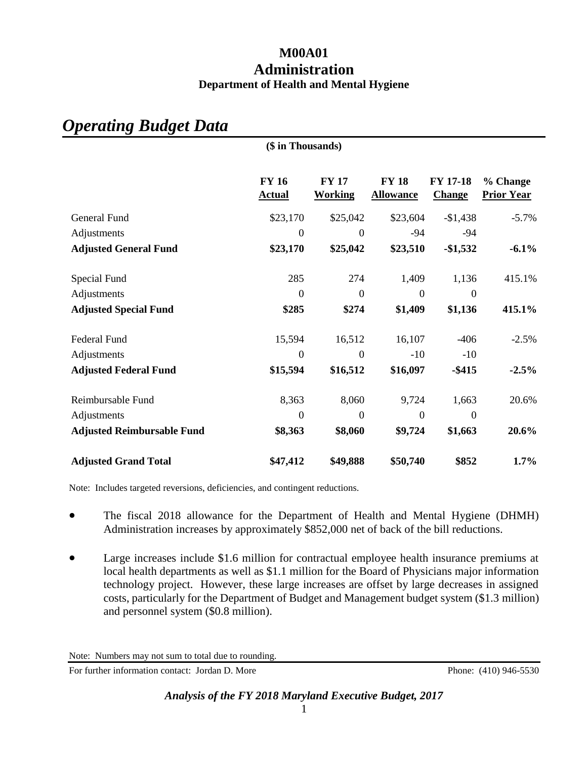# M00A01
# Administration
### Department of Health and Mental Hygiene

## *Operating Budget Data*

**($ in Thousands)**

| | FY 16 Actual | FY 17 Working | FY 18 Allowance | FY 17-18 Change | % Change Prior Year |
|---|---|---|---|---|---|
| General Fund | $23,170 | $25,042 | $23,604 | -$1,438 | -5.7% |
| Adjustments | 0 | 0 | -94 | -94 | |
| **Adjusted General Fund** | **$23,170** | **$25,042** | **$23,510** | **-$1,532** | **-6.1%** |
| Special Fund | 285 | 274 | 1,409 | 1,136 | 415.1% |
| Adjustments | 0 | 0 | 0 | 0 | |
| **Adjusted Special Fund** | **$285** | **$274** | **$1,409** | **$1,136** | **415.1%** |
| Federal Fund | 15,594 | 16,512 | 16,107 | -406 | -2.5% |
| Adjustments | 0 | 0 | -10 | -10 | |
| **Adjusted Federal Fund** | **$15,594** | **$16,512** | **$16,097** | **-$415** | **-2.5%** |
| Reimbursable Fund | 8,363 | 8,060 | 9,724 | 1,663 | 20.6% |
| Adjustments | 0 | 0 | 0 | 0 | |
| **Adjusted Reimbursable Fund** | **$8,363** | **$8,060** | **$9,724** | **$1,663** | **20.6%** |
| **Adjusted Grand Total** | **$47,412** | **$49,888** | **$50,740** | **$852** | **1.7%** |

Note: Includes targeted reversions, deficiencies, and contingent reductions.

- The fiscal 2018 allowance for the Department of Health and Mental Hygiene (DHMH) Administration increases by approximately $852,000 net of back of the bill reductions.
- Large increases include $1.6 million for contractual employee health insurance premiums at local health departments as well as $1.1 million for the Board of Physicians major information technology project. However, these large increases are offset by large decreases in assigned costs, particularly for the Department of Budget and Management budget system ($1.3 million) and personnel system ($0.8 million).

Note: Numbers may not sum to total due to rounding.

For further information contact: Jordan D. More Phone: (410) 946-5530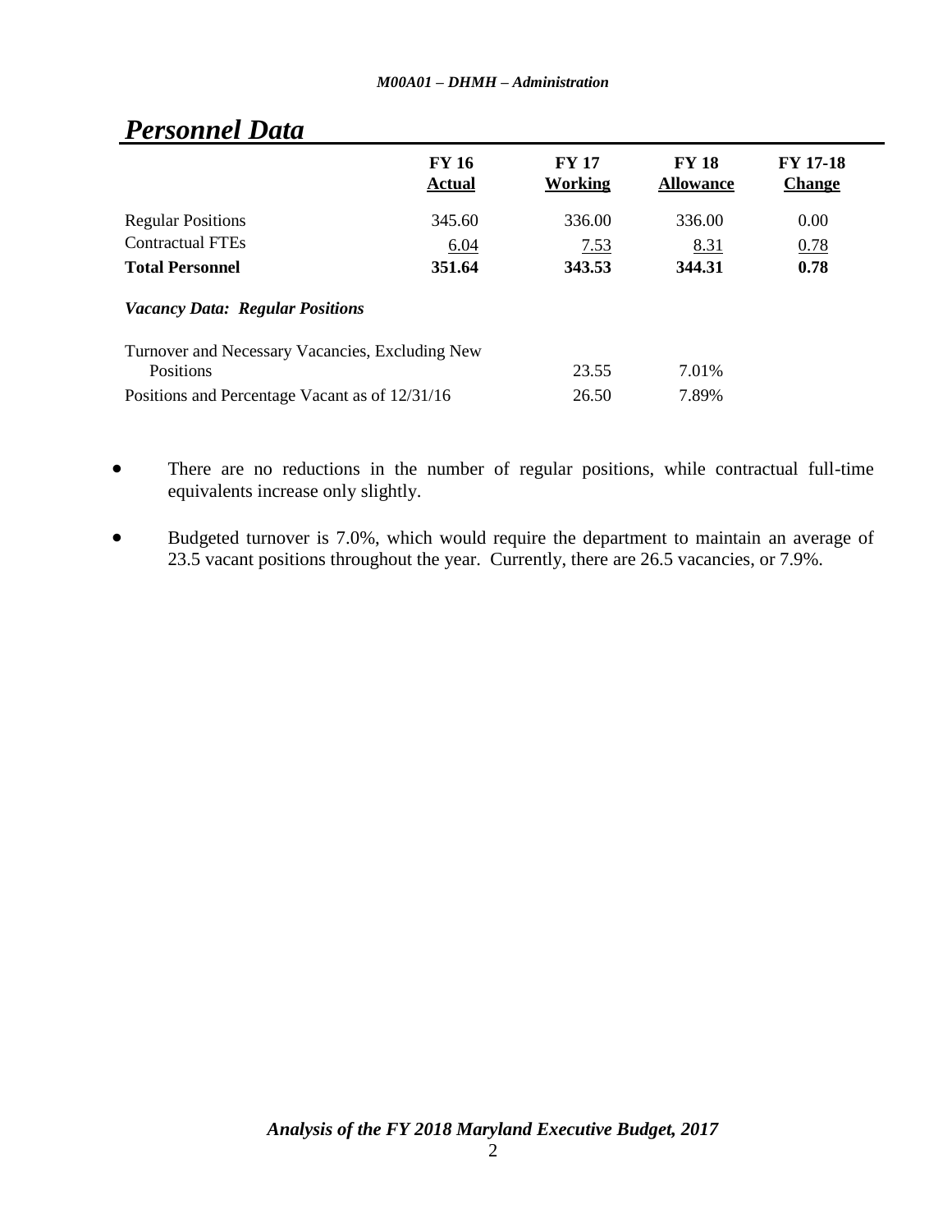## *Personnel Data*

| | FY 16 Actual | FY 17 Working | FY 18 Allowance | FY 17-18 Change |
|---|---|---|---|---|
| Regular Positions | 345.60 | 336.00 | 336.00 | 0.00 |
| Contractual FTEs | 6.04 | 7.53 | 8.31 | 0.78 |
| **Total Personnel** | **351.64** | **343.53** | **344.31** | **0.78** |

***Vacancy Data: Regular Positions***

| | | |
|---|---|---|
| Turnover and Necessary Vacancies, Excluding New Positions | 23.55 | 7.01% |
| Positions and Percentage Vacant as of 12/31/16 | 26.50 | 7.89% |

- There are no reductions in the number of regular positions, while contractual full-time equivalents increase only slightly.
- Budgeted turnover is 7.0%, which would require the department to maintain an average of 23.5 vacant positions throughout the year. Currently, there are 26.5 vacancies, or 7.9%.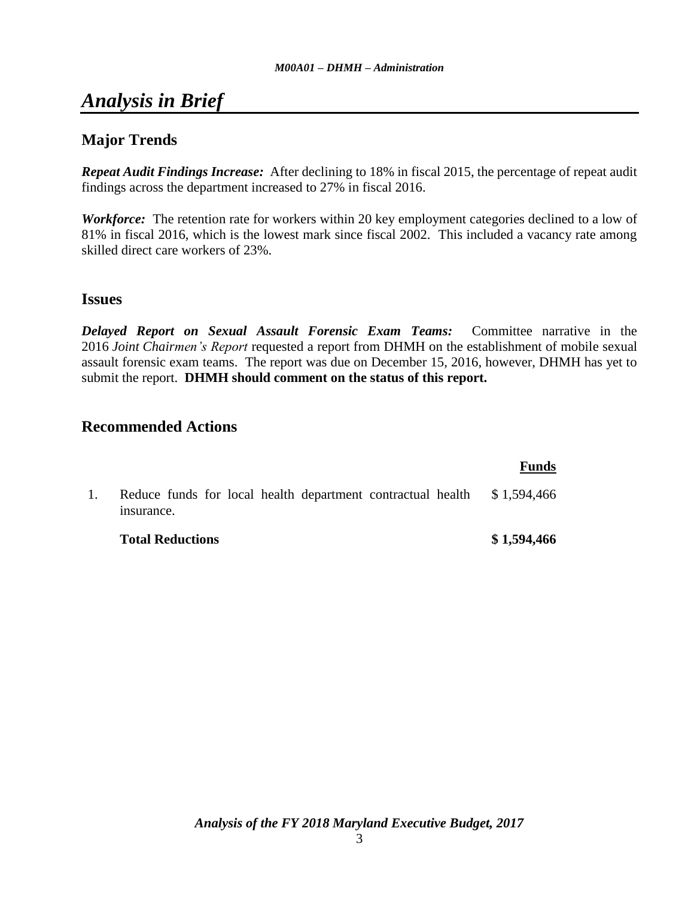# *Analysis in Brief*

## Major Trends

***Repeat Audit Findings Increase:*** After declining to 18% in fiscal 2015, the percentage of repeat audit findings across the department increased to 27% in fiscal 2016.

***Workforce:*** The retention rate for workers within 20 key employment categories declined to a low of 81% in fiscal 2016, which is the lowest mark since fiscal 2002. This included a vacancy rate among skilled direct care workers of 23%.

## Issues

***Delayed Report on Sexual Assault Forensic Exam Teams:*** Committee narrative in the 2016 *Joint Chairmen's Report* requested a report from DHMH on the establishment of mobile sexual assault forensic exam teams. The report was due on December 15, 2016, however, DHMH has yet to submit the report. **DHMH should comment on the status of this report.**

## Recommended Actions

| | | Funds |
|---|---|---|
| 1. | Reduce funds for local health department contractual health insurance. | $ 1,594,466 |
| | **Total Reductions** | **$ 1,594,466** |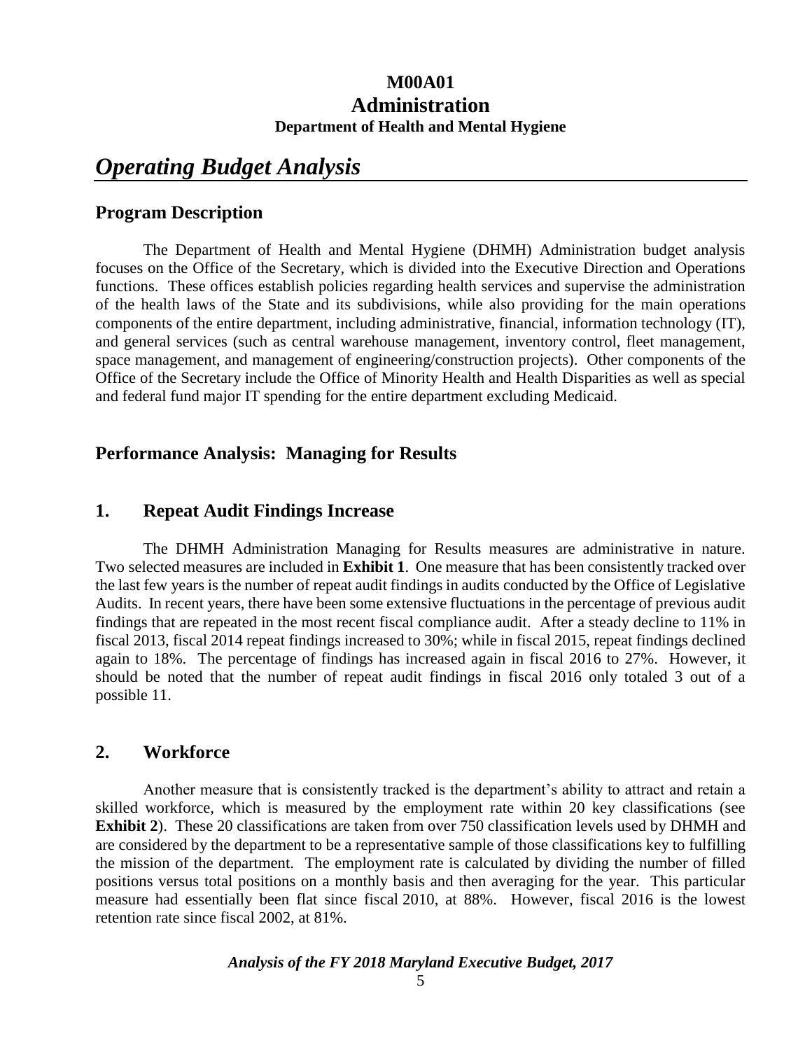# M00A01
# Administration
### Department of Health and Mental Hygiene

## *Operating Budget Analysis*

### Program Description

The Department of Health and Mental Hygiene (DHMH) Administration budget analysis focuses on the Office of the Secretary, which is divided into the Executive Direction and Operations functions. These offices establish policies regarding health services and supervise the administration of the health laws of the State and its subdivisions, while also providing for the main operations components of the entire department, including administrative, financial, information technology (IT), and general services (such as central warehouse management, inventory control, fleet management, space management, and management of engineering/construction projects). Other components of the Office of the Secretary include the Office of Minority Health and Health Disparities as well as special and federal fund major IT spending for the entire department excluding Medicaid.

### Performance Analysis: Managing for Results

### 1. Repeat Audit Findings Increase

The DHMH Administration Managing for Results measures are administrative in nature. Two selected measures are included in **Exhibit 1**. One measure that has been consistently tracked over the last few years is the number of repeat audit findings in audits conducted by the Office of Legislative Audits. In recent years, there have been some extensive fluctuations in the percentage of previous audit findings that are repeated in the most recent fiscal compliance audit. After a steady decline to 11% in fiscal 2013, fiscal 2014 repeat findings increased to 30%; while in fiscal 2015, repeat findings declined again to 18%. The percentage of findings has increased again in fiscal 2016 to 27%. However, it should be noted that the number of repeat audit findings in fiscal 2016 only totaled 3 out of a possible 11.

### 2. Workforce

Another measure that is consistently tracked is the department's ability to attract and retain a skilled workforce, which is measured by the employment rate within 20 key classifications (see **Exhibit 2**). These 20 classifications are taken from over 750 classification levels used by DHMH and are considered by the department to be a representative sample of those classifications key to fulfilling the mission of the department. The employment rate is calculated by dividing the number of filled positions versus total positions on a monthly basis and then averaging for the year. This particular measure had essentially been flat since fiscal 2010, at 88%. However, fiscal 2016 is the lowest retention rate since fiscal 2002, at 81%.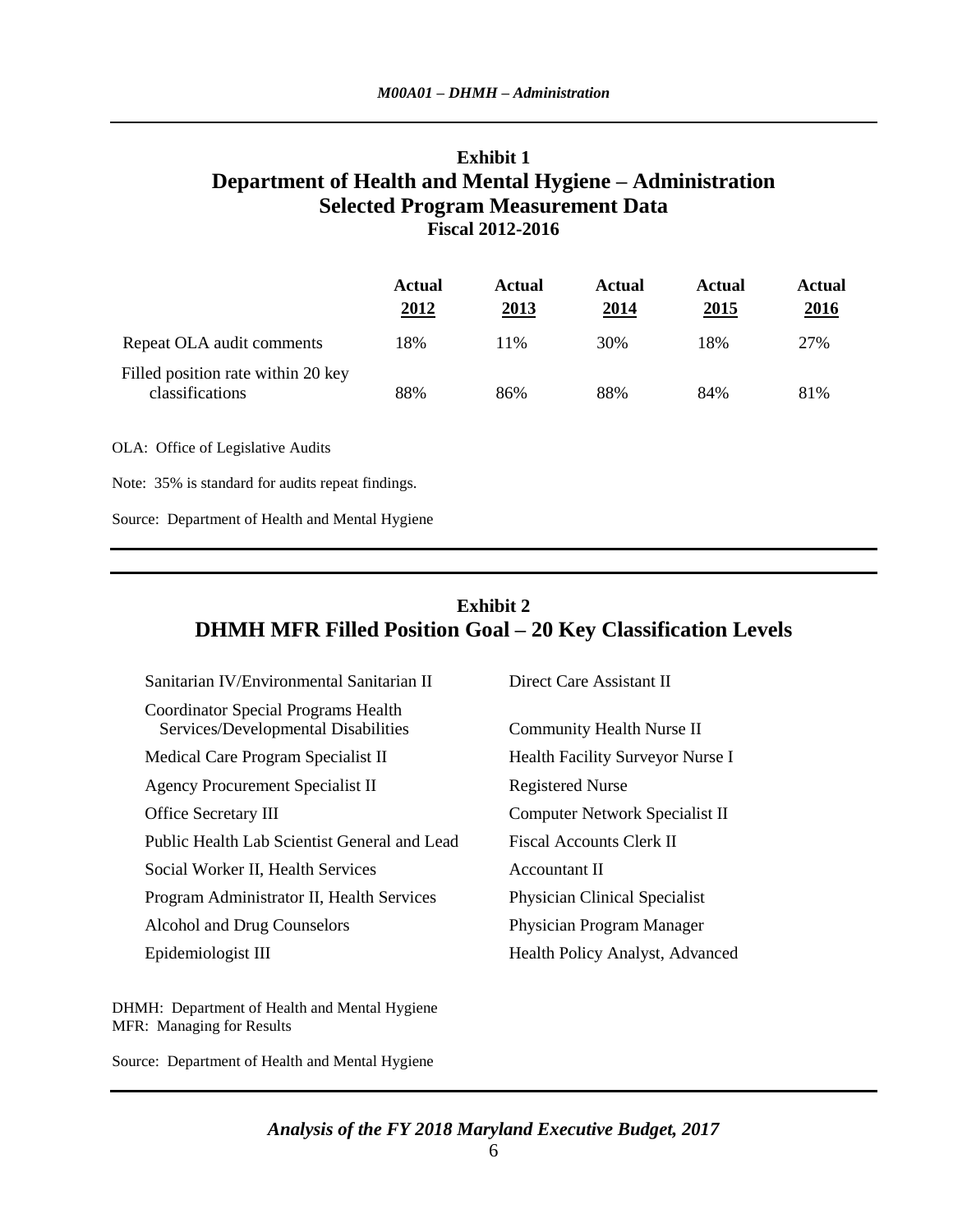### Exhibit 1
### Department of Health and Mental Hygiene – Administration
### Selected Program Measurement Data
### Fiscal 2012-2016

| | Actual 2012 | Actual 2013 | Actual 2014 | Actual 2015 | Actual 2016 |
|---|---|---|---|---|---|
| Repeat OLA audit comments | 18% | 11% | 30% | 18% | 27% |
| Filled position rate within 20 key classifications | 88% | 86% | 88% | 84% | 81% |

OLA: Office of Legislative Audits

Note: 35% is standard for audits repeat findings.

Source: Department of Health and Mental Hygiene

### Exhibit 2
### DHMH MFR Filled Position Goal – 20 Key Classification Levels

| | |
|---|---|
| Sanitarian IV/Environmental Sanitarian II | Direct Care Assistant II |
| Coordinator Special Programs Health Services/Developmental Disabilities | Community Health Nurse II |
| Medical Care Program Specialist II | Health Facility Surveyor Nurse I |
| Agency Procurement Specialist II | Registered Nurse |
| Office Secretary III | Computer Network Specialist II |
| Public Health Lab Scientist General and Lead | Fiscal Accounts Clerk II |
| Social Worker II, Health Services | Accountant II |
| Program Administrator II, Health Services | Physician Clinical Specialist |
| Alcohol and Drug Counselors | Physician Program Manager |
| Epidemiologist III | Health Policy Analyst, Advanced |

DHMH: Department of Health and Mental Hygiene
MFR: Managing for Results

Source: Department of Health and Mental Hygiene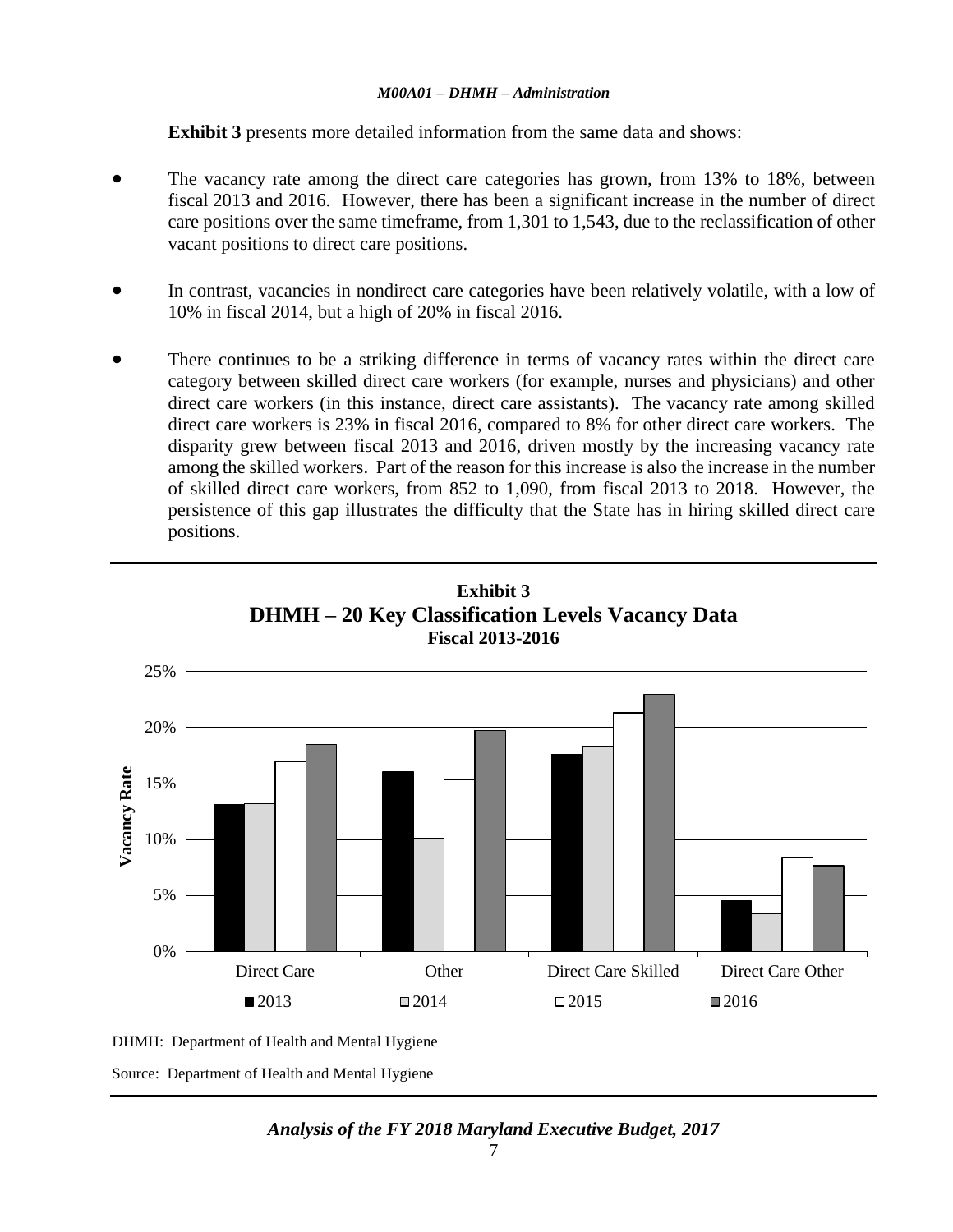**Exhibit 3** presents more detailed information from the same data and shows:

- The vacancy rate among the direct care categories has grown, from 13% to 18%, between fiscal 2013 and 2016. However, there has been a significant increase in the number of direct care positions over the same timeframe, from 1,301 to 1,543, due to the reclassification of other vacant positions to direct care positions.

- In contrast, vacancies in nondirect care categories have been relatively volatile, with a low of 10% in fiscal 2014, but a high of 20% in fiscal 2016.

- There continues to be a striking difference in terms of vacancy rates within the direct care category between skilled direct care workers (for example, nurses and physicians) and other direct care workers (in this instance, direct care assistants). The vacancy rate among skilled direct care workers is 23% in fiscal 2016, compared to 8% for other direct care workers. The disparity grew between fiscal 2013 and 2016, driven mostly by the increasing vacancy rate among the skilled workers. Part of the reason for this increase is also the increase in the number of skilled direct care workers, from 852 to 1,090, from fiscal 2013 to 2018. However, the persistence of this gap illustrates the difficulty that the State has in hiring skilled direct care positions.

**Exhibit 3**
**DHMH – 20 Key Classification Levels Vacancy Data**
**Fiscal 2013-2016**

| Vacancy Rate | Direct Care | Other | Direct Care Skilled | Direct Care Other |
|---|---|---|---|---|
| 2013 | 13% | 16% | 18% | 5% |
| 2014 | 13% | 10% | 18% | 3% |
| 2015 | 17% | 15% | 21% | 8% |
| 2016 | 18% | 20% | 23% | 8% |

DHMH: Department of Health and Mental Hygiene

Source: Department of Health and Mental Hygiene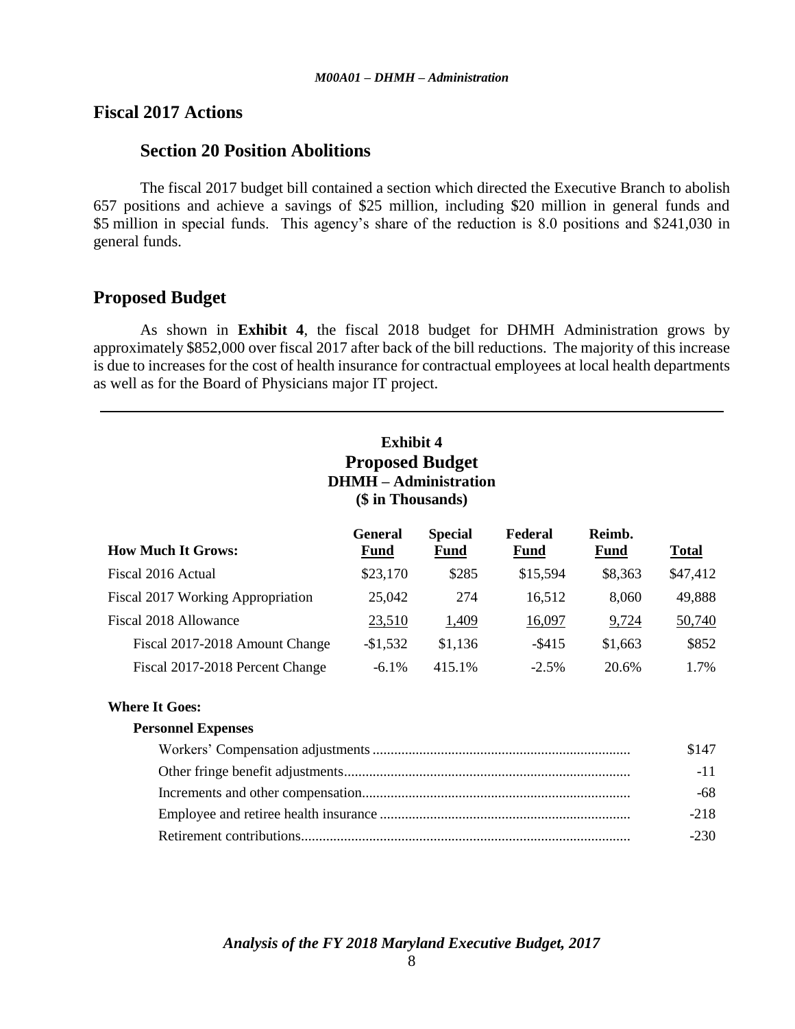## Fiscal 2017 Actions

### Section 20 Position Abolitions

The fiscal 2017 budget bill contained a section which directed the Executive Branch to abolish 657 positions and achieve a savings of $25 million, including $20 million in general funds and $5 million in special funds. This agency's share of the reduction is 8.0 positions and $241,030 in general funds.

## Proposed Budget

As shown in **Exhibit 4**, the fiscal 2018 budget for DHMH Administration grows by approximately $852,000 over fiscal 2017 after back of the bill reductions. The majority of this increase is due to increases for the cost of health insurance for contractual employees at local health departments as well as for the Board of Physicians major IT project.

**Exhibit 4**
**Proposed Budget**
**DHMH – Administration**
**($ in Thousands)**

| How Much It Grows: | General Fund | Special Fund | Federal Fund | Reimb. Fund | Total |
|---|---|---|---|---|---|
| Fiscal 2016 Actual | $23,170 | $285 | $15,594 | $8,363 | $47,412 |
| Fiscal 2017 Working Appropriation | 25,042 | 274 | 16,512 | 8,060 | 49,888 |
| Fiscal 2018 Allowance | 23,510 | 1,409 | 16,097 | 9,724 | 50,740 |
| Fiscal 2017-2018 Amount Change | -$1,532 | $1,136 | -$415 | $1,663 | $852 |
| Fiscal 2017-2018 Percent Change | -6.1% | 415.1% | -2.5% | 20.6% | 1.7% |

| Where It Goes: | |
|---|---|
| **Personnel Expenses** | |
| Workers' Compensation adjustments | $147 |
| Other fringe benefit adjustments | -11 |
| Increments and other compensation | -68 |
| Employee and retiree health insurance | -218 |
| Retirement contributions | -230 |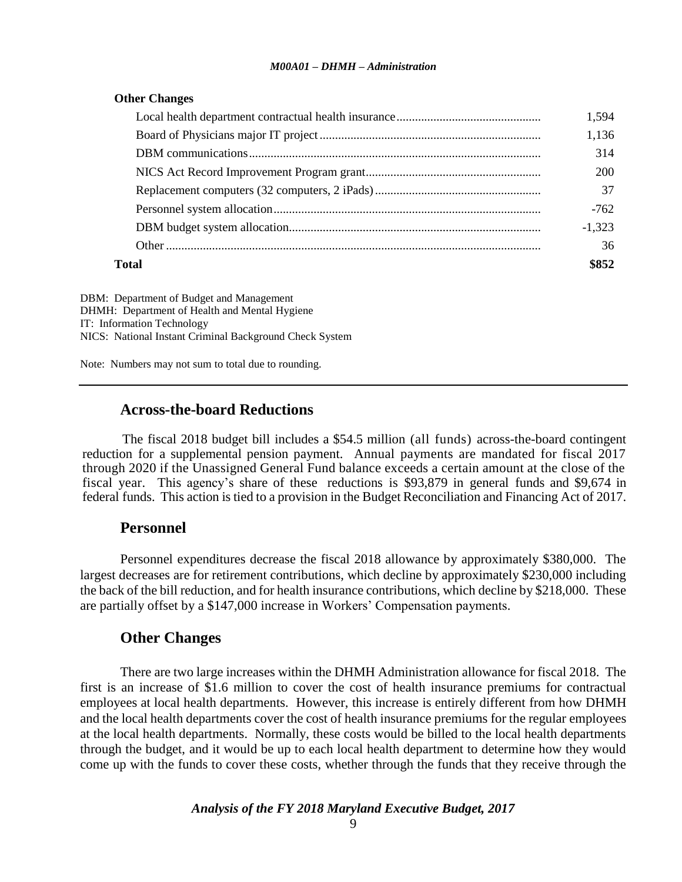| Other Changes | |
|---|---|
| Local health department contractual health insurance | 1,594 |
| Board of Physicians major IT project | 1,136 |
| DBM communications | 314 |
| NICS Act Record Improvement Program grant | 200 |
| Replacement computers (32 computers, 2 iPads) | 37 |
| Personnel system allocation | -762 |
| DBM budget system allocation | -1,323 |
| Other | 36 |
| **Total** | **\$852** |

DBM: Department of Budget and Management
DHMH: Department of Health and Mental Hygiene
IT: Information Technology
NICS: National Instant Criminal Background Check System

Note: Numbers may not sum to total due to rounding.

---

## Across-the-board Reductions

The fiscal 2018 budget bill includes a \$54.5 million (all funds) across-the-board contingent reduction for a supplemental pension payment. Annual payments are mandated for fiscal 2017 through 2020 if the Unassigned General Fund balance exceeds a certain amount at the close of the fiscal year. This agency's share of these reductions is \$93,879 in general funds and \$9,674 in federal funds. This action is tied to a provision in the Budget Reconciliation and Financing Act of 2017.

## Personnel

Personnel expenditures decrease the fiscal 2018 allowance by approximately \$380,000. The largest decreases are for retirement contributions, which decline by approximately \$230,000 including the back of the bill reduction, and for health insurance contributions, which decline by \$218,000. These are partially offset by a \$147,000 increase in Workers' Compensation payments.

## Other Changes

There are two large increases within the DHMH Administration allowance for fiscal 2018. The first is an increase of \$1.6 million to cover the cost of health insurance premiums for contractual employees at local health departments. However, this increase is entirely different from how DHMH and the local health departments cover the cost of health insurance premiums for the regular employees at the local health departments. Normally, these costs would be billed to the local health departments through the budget, and it would be up to each local health department to determine how they would come up with the funds to cover these costs, whether through the funds that they receive through the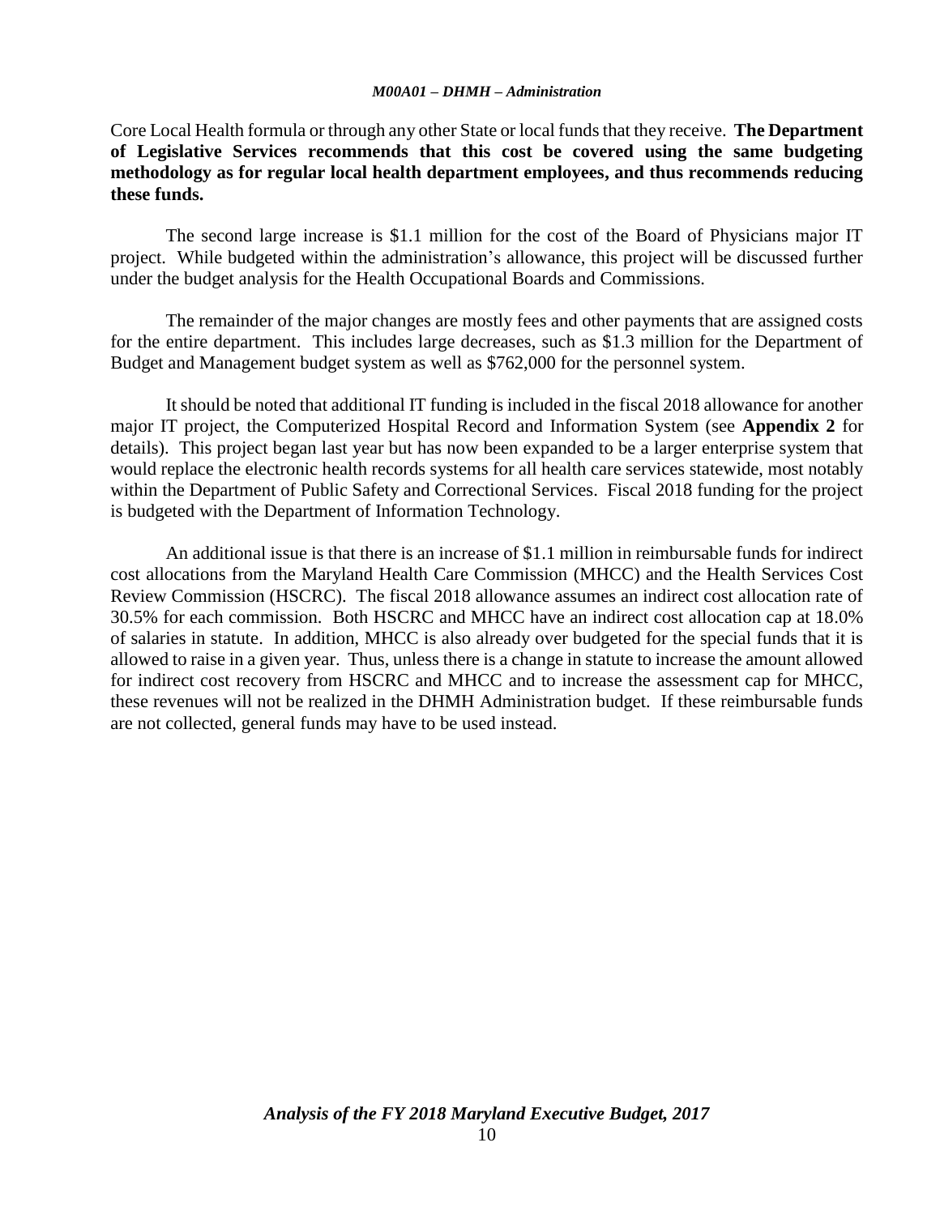Core Local Health formula or through any other State or local funds that they receive. **The Department of Legislative Services recommends that this cost be covered using the same budgeting methodology as for regular local health department employees, and thus recommends reducing these funds.**

The second large increase is $1.1 million for the cost of the Board of Physicians major IT project. While budgeted within the administration's allowance, this project will be discussed further under the budget analysis for the Health Occupational Boards and Commissions.

The remainder of the major changes are mostly fees and other payments that are assigned costs for the entire department. This includes large decreases, such as $1.3 million for the Department of Budget and Management budget system as well as $762,000 for the personnel system.

It should be noted that additional IT funding is included in the fiscal 2018 allowance for another major IT project, the Computerized Hospital Record and Information System (see **Appendix 2** for details). This project began last year but has now been expanded to be a larger enterprise system that would replace the electronic health records systems for all health care services statewide, most notably within the Department of Public Safety and Correctional Services. Fiscal 2018 funding for the project is budgeted with the Department of Information Technology.

An additional issue is that there is an increase of $1.1 million in reimbursable funds for indirect cost allocations from the Maryland Health Care Commission (MHCC) and the Health Services Cost Review Commission (HSCRC). The fiscal 2018 allowance assumes an indirect cost allocation rate of 30.5% for each commission. Both HSCRC and MHCC have an indirect cost allocation cap at 18.0% of salaries in statute. In addition, MHCC is also already over budgeted for the special funds that it is allowed to raise in a given year. Thus, unless there is a change in statute to increase the amount allowed for indirect cost recovery from HSCRC and MHCC and to increase the assessment cap for MHCC, these revenues will not be realized in the DHMH Administration budget. If these reimbursable funds are not collected, general funds may have to be used instead.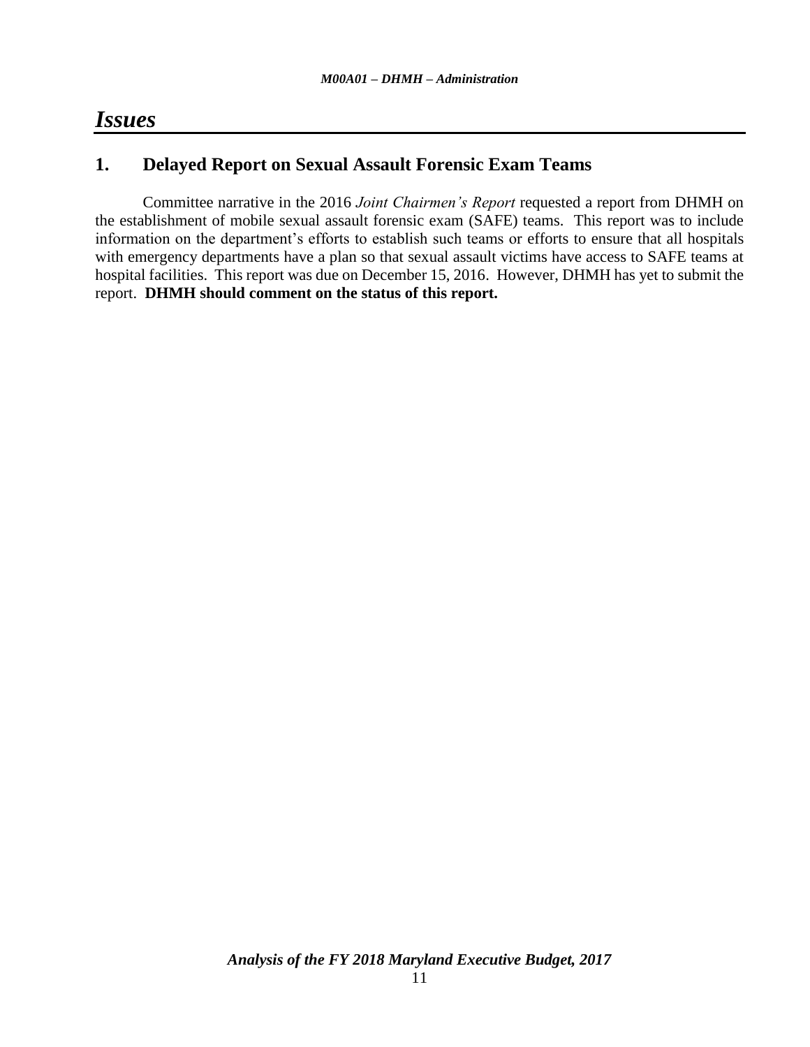# *Issues*

## 1. Delayed Report on Sexual Assault Forensic Exam Teams

Committee narrative in the 2016 *Joint Chairmen's Report* requested a report from DHMH on the establishment of mobile sexual assault forensic exam (SAFE) teams. This report was to include information on the department's efforts to establish such teams or efforts to ensure that all hospitals with emergency departments have a plan so that sexual assault victims have access to SAFE teams at hospital facilities. This report was due on December 15, 2016. However, DHMH has yet to submit the report. **DHMH should comment on the status of this report.**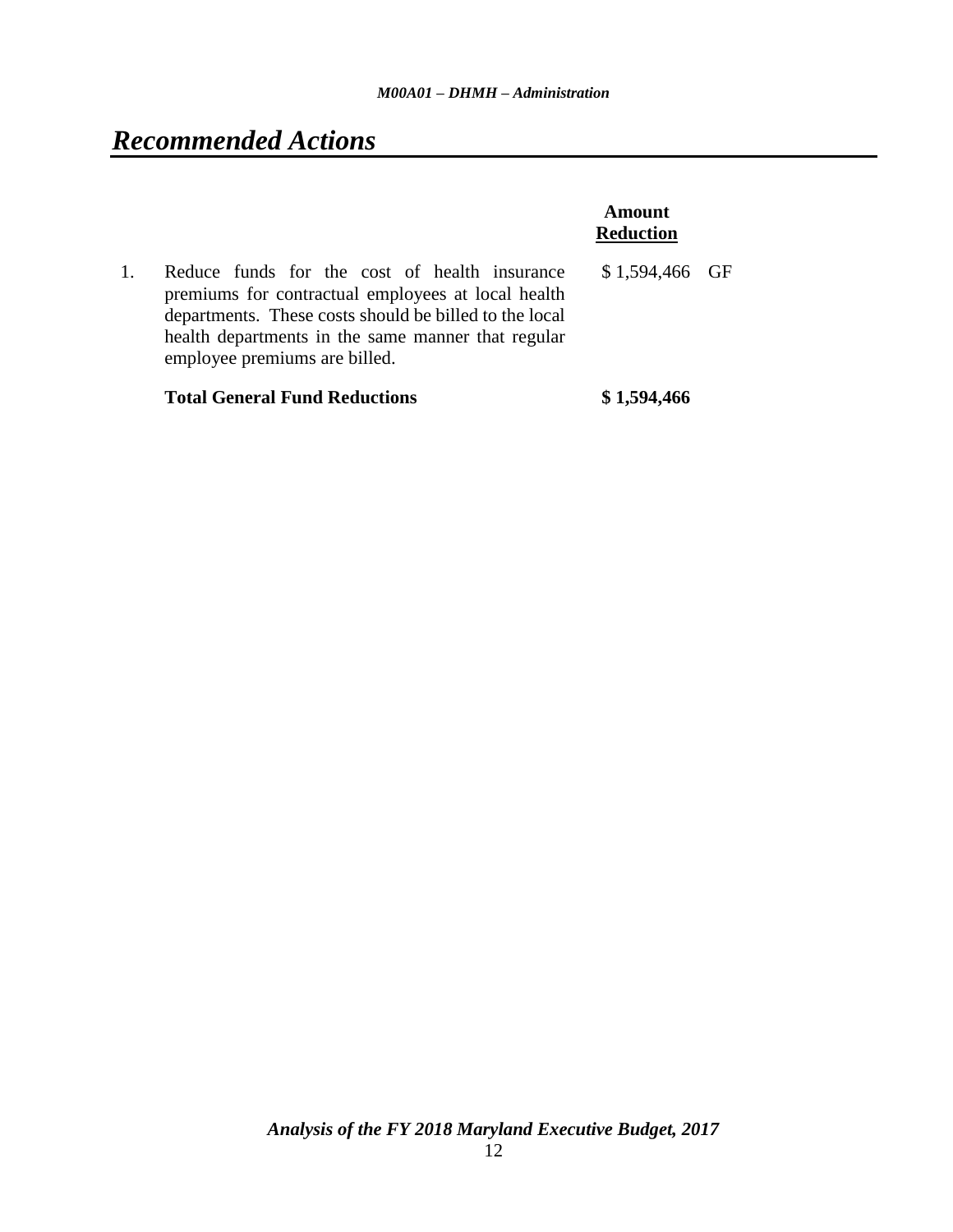# *Recommended Actions*

| | | Amount Reduction | |
|---|---|---|---|
| 1. | Reduce funds for the cost of health insurance premiums for contractual employees at local health departments. These costs should be billed to the local health departments in the same manner that regular employee premiums are billed. | $ 1,594,466 | GF |
| | **Total General Fund Reductions** | **$ 1,594,466** | |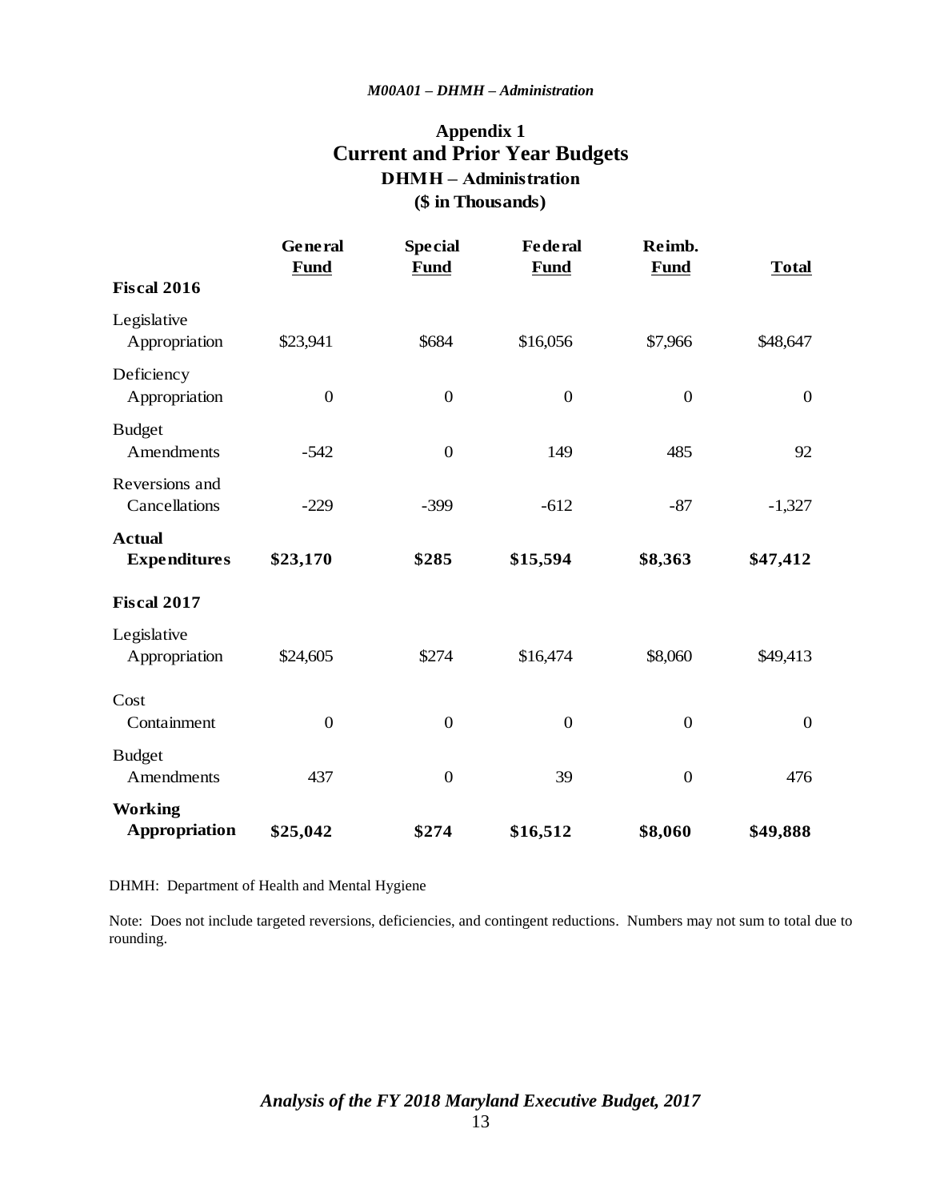# Appendix 1
## Current and Prior Year Budgets
### DHMH – Administration
### ($ in Thousands)

| | General Fund | Special Fund | Federal Fund | Reimb. Fund | Total |
|---|---|---|---|---|---|
| **Fiscal 2016** | | | | | |
| Legislative Appropriation | $23,941 | $684 | $16,056 | $7,966 | $48,647 |
| Deficiency Appropriation | 0 | 0 | 0 | 0 | 0 |
| Budget Amendments | -542 | 0 | 149 | 485 | 92 |
| Reversions and Cancellations | -229 | -399 | -612 | -87 | -1,327 |
| **Actual Expenditures** | **$23,170** | **$285** | **$15,594** | **$8,363** | **$47,412** |
| **Fiscal 2017** | | | | | |
| Legislative Appropriation | $24,605 | $274 | $16,474 | $8,060 | $49,413 |
| Cost Containment | 0 | 0 | 0 | 0 | 0 |
| Budget Amendments | 437 | 0 | 39 | 0 | 476 |
| **Working Appropriation** | **$25,042** | **$274** | **$16,512** | **$8,060** | **$49,888** |

DHMH: Department of Health and Mental Hygiene

Note: Does not include targeted reversions, deficiencies, and contingent reductions. Numbers may not sum to total due to rounding.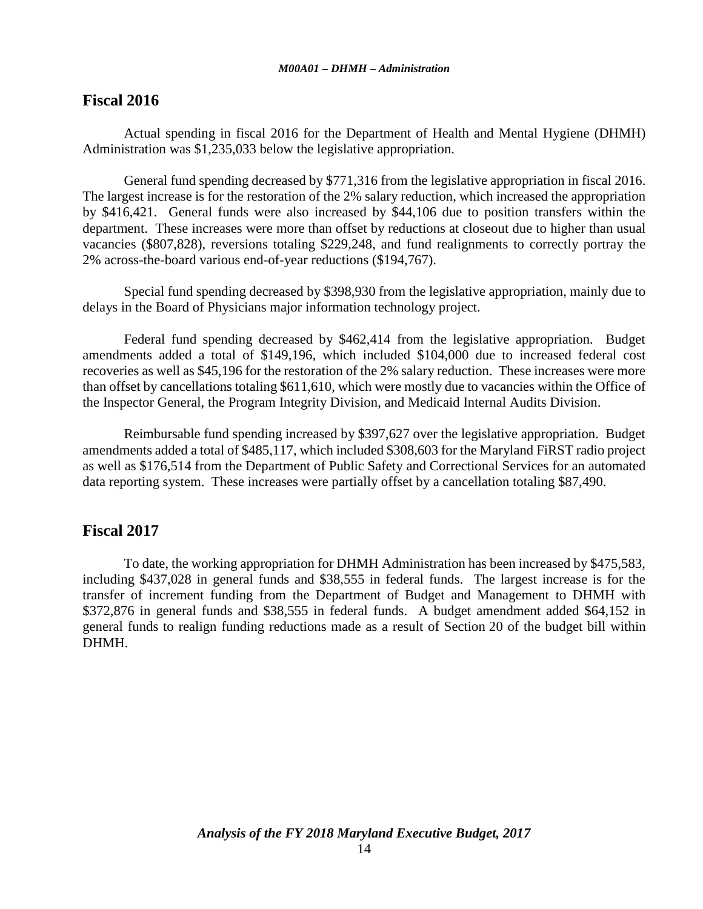## Fiscal 2016

Actual spending in fiscal 2016 for the Department of Health and Mental Hygiene (DHMH) Administration was $1,235,033 below the legislative appropriation.

General fund spending decreased by $771,316 from the legislative appropriation in fiscal 2016. The largest increase is for the restoration of the 2% salary reduction, which increased the appropriation by $416,421. General funds were also increased by $44,106 due to position transfers within the department. These increases were more than offset by reductions at closeout due to higher than usual vacancies ($807,828), reversions totaling $229,248, and fund realignments to correctly portray the 2% across-the-board various end-of-year reductions ($194,767).

Special fund spending decreased by $398,930 from the legislative appropriation, mainly due to delays in the Board of Physicians major information technology project.

Federal fund spending decreased by $462,414 from the legislative appropriation. Budget amendments added a total of $149,196, which included $104,000 due to increased federal cost recoveries as well as $45,196 for the restoration of the 2% salary reduction. These increases were more than offset by cancellations totaling $611,610, which were mostly due to vacancies within the Office of the Inspector General, the Program Integrity Division, and Medicaid Internal Audits Division.

Reimbursable fund spending increased by $397,627 over the legislative appropriation. Budget amendments added a total of $485,117, which included $308,603 for the Maryland FiRST radio project as well as $176,514 from the Department of Public Safety and Correctional Services for an automated data reporting system. These increases were partially offset by a cancellation totaling $87,490.

## Fiscal 2017

To date, the working appropriation for DHMH Administration has been increased by $475,583, including $437,028 in general funds and $38,555 in federal funds. The largest increase is for the transfer of increment funding from the Department of Budget and Management to DHMH with $372,876 in general funds and $38,555 in federal funds. A budget amendment added $64,152 in general funds to realign funding reductions made as a result of Section 20 of the budget bill within DHMH.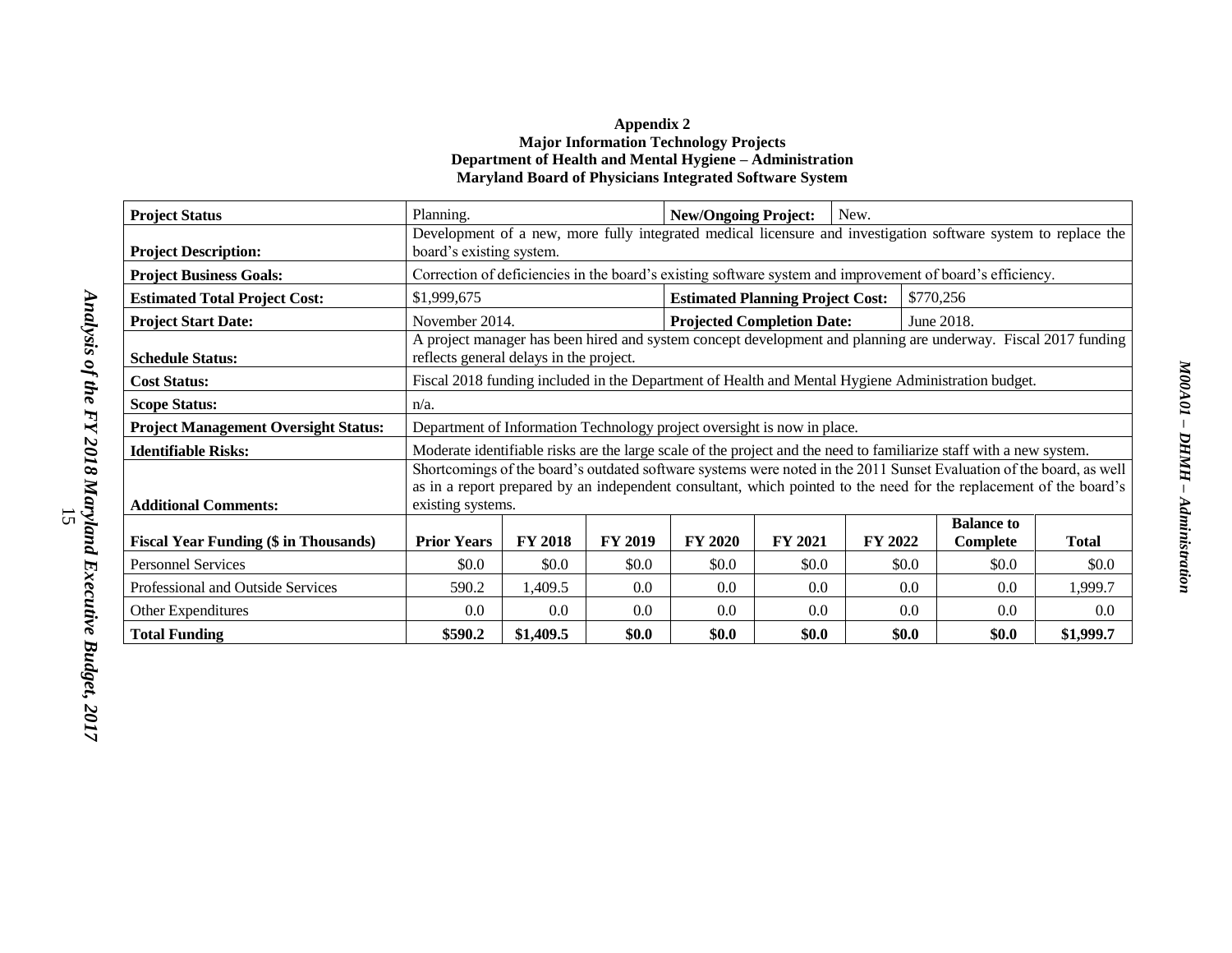**Appendix 2**
**Major Information Technology Projects**
**Department of Health and Mental Hygiene – Administration**
**Maryland Board of Physicians Integrated Software System**

| **Project Status** | Planning. | | | **New/Ongoing Project:** | New. | | | |
|---|---|---|---|---|---|---|---|---|
| **Project Description:** | Development of a new, more fully integrated medical licensure and investigation software system to replace the board's existing system. | | | | | | | |
| **Project Business Goals:** | Correction of deficiencies in the board's existing software system and improvement of board's efficiency. | | | | | | | |
| **Estimated Total Project Cost:** | $1,999,675 | | | **Estimated Planning Project Cost:** | | $770,256 | | |
| **Project Start Date:** | November 2014. | | | **Projected Completion Date:** | | June 2018. | | |
| **Schedule Status:** | A project manager has been hired and system concept development and planning are underway. Fiscal 2017 funding reflects general delays in the project. | | | | | | | |
| **Cost Status:** | Fiscal 2018 funding included in the Department of Health and Mental Hygiene Administration budget. | | | | | | | |
| **Scope Status:** | n/a. | | | | | | | |
| **Project Management Oversight Status:** | Department of Information Technology project oversight is now in place. | | | | | | | |
| **Identifiable Risks:** | Moderate identifiable risks are the large scale of the project and the need to familiarize staff with a new system. | | | | | | | |
| **Additional Comments:** | Shortcomings of the board's outdated software systems were noted in the 2011 Sunset Evaluation of the board, as well as in a report prepared by an independent consultant, which pointed to the need for the replacement of the board's existing systems. | | | | | | | |
| **Fiscal Year Funding ($ in Thousands)** | **Prior Years** | **FY 2018** | **FY 2019** | **FY 2020** | **FY 2021** | **FY 2022** | **Balance to Complete** | **Total** |
| Personnel Services | $0.0 | $0.0 | $0.0 | $0.0 | $0.0 | $0.0 | $0.0 | $0.0 |
| Professional and Outside Services | 590.2 | 1,409.5 | 0.0 | 0.0 | 0.0 | 0.0 | 0.0 | 1,999.7 |
| Other Expenditures | 0.0 | 0.0 | 0.0 | 0.0 | 0.0 | 0.0 | 0.0 | 0.0 |
| **Total Funding** | **$590.2** | **$1,409.5** | **$0.0** | **$0.0** | **$0.0** | **$0.0** | **$0.0** | **$1,999.7** |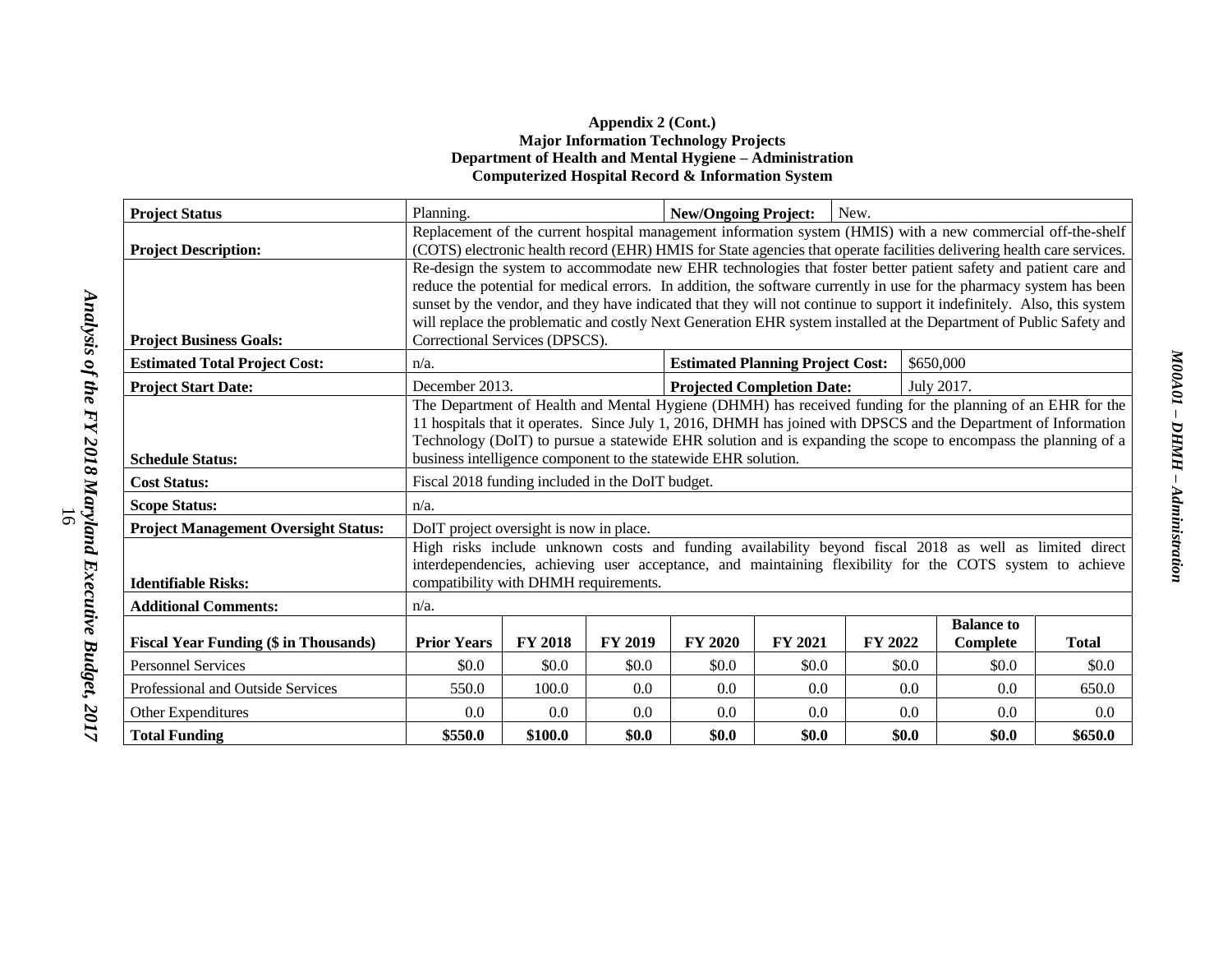**Appendix 2 (Cont.)**
**Major Information Technology Projects**
**Department of Health and Mental Hygiene – Administration**
**Computerized Hospital Record & Information System**

| **Project Status** | Planning. | | | **New/Ongoing Project:** | | New. | | |
|---|---|---|---|---|---|---|---|---|
| **Project Description:** | Replacement of the current hospital management information system (HMIS) with a new commercial off-the-shelf (COTS) electronic health record (EHR) HMIS for State agencies that operate facilities delivering health care services. | | | | | | | |
| **Project Business Goals:** | Re-design the system to accommodate new EHR technologies that foster better patient safety and patient care and reduce the potential for medical errors. In addition, the software currently in use for the pharmacy system has been sunset by the vendor, and they have indicated that they will not continue to support it indefinitely. Also, this system will replace the problematic and costly Next Generation EHR system installed at the Department of Public Safety and Correctional Services (DPSCS). | | | | | | | |
| **Estimated Total Project Cost:** | n/a. | | | **Estimated Planning Project Cost:** | | | \$650,000 | |
| **Project Start Date:** | December 2013. | | | **Projected Completion Date:** | | | July 2017. | |
| **Schedule Status:** | The Department of Health and Mental Hygiene (DHMH) has received funding for the planning of an EHR for the 11 hospitals that it operates. Since July 1, 2016, DHMH has joined with DPSCS and the Department of Information Technology (DoIT) to pursue a statewide EHR solution and is expanding the scope to encompass the planning of a business intelligence component to the statewide EHR solution. | | | | | | | |
| **Cost Status:** | Fiscal 2018 funding included in the DoIT budget. | | | | | | | |
| **Scope Status:** | n/a. | | | | | | | |
| **Project Management Oversight Status:** | DoIT project oversight is now in place. | | | | | | | |
| **Identifiable Risks:** | High risks include unknown costs and funding availability beyond fiscal 2018 as well as limited direct interdependencies, achieving user acceptance, and maintaining flexibility for the COTS system to achieve compatibility with DHMH requirements. | | | | | | | |
| **Additional Comments:** | n/a. | | | | | | | |
| **Fiscal Year Funding (\$ in Thousands)** | **Prior Years** | **FY 2018** | **FY 2019** | **FY 2020** | **FY 2021** | **FY 2022** | **Balance to Complete** | **Total** |
| Personnel Services | \$0.0 | \$0.0 | \$0.0 | \$0.0 | \$0.0 | \$0.0 | \$0.0 | \$0.0 |
| Professional and Outside Services | 550.0 | 100.0 | 0.0 | 0.0 | 0.0 | 0.0 | 0.0 | 650.0 |
| Other Expenditures | 0.0 | 0.0 | 0.0 | 0.0 | 0.0 | 0.0 | 0.0 | 0.0 |
| **Total Funding** | **\$550.0** | **\$100.0** | **\$0.0** | **\$0.0** | **\$0.0** | **\$0.0** | **\$0.0** | **\$650.0** |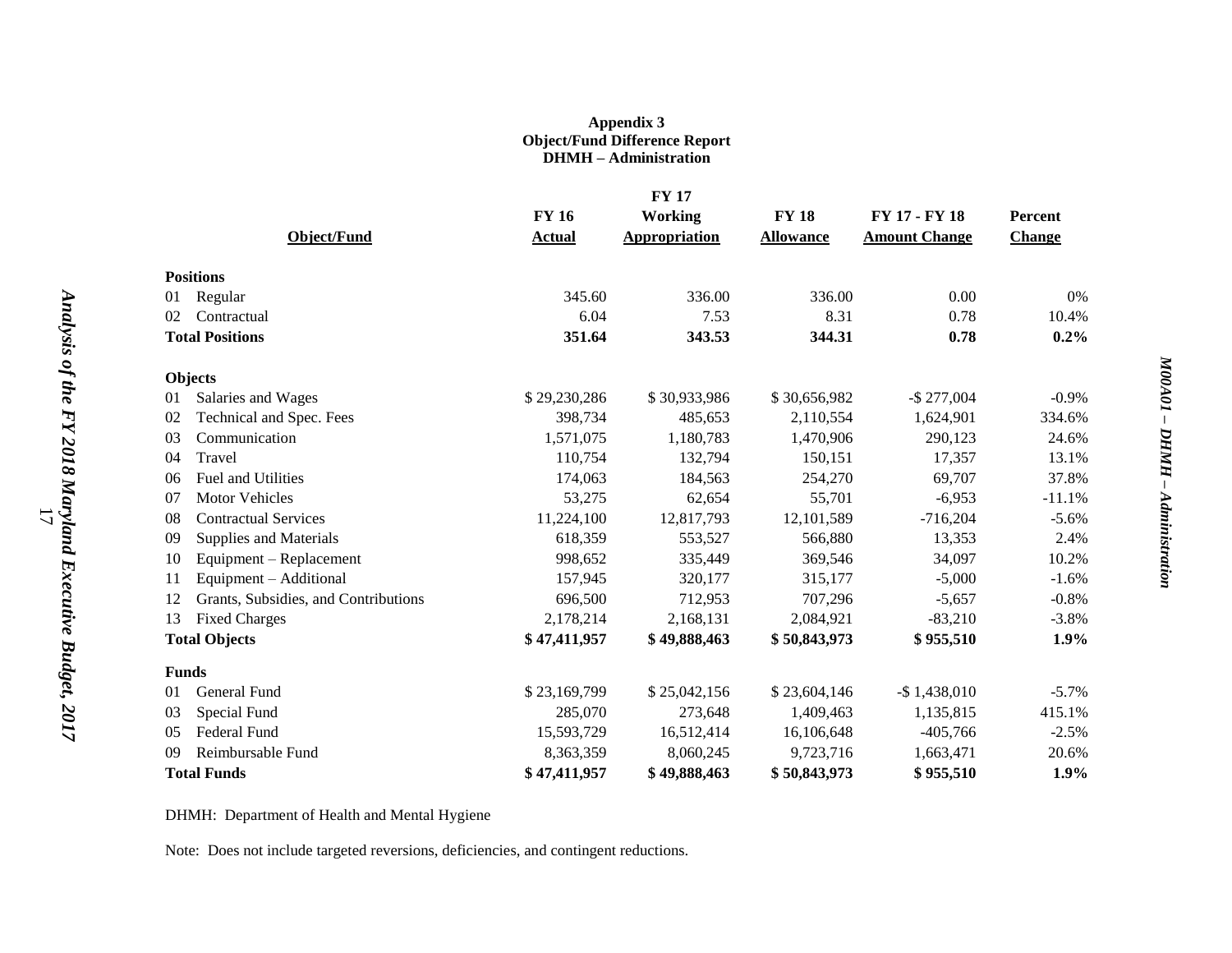**Appendix 3**
**Object/Fund Difference Report**
**DHMH – Administration**

| Object/Fund | FY 16 Actual | FY 17 Working Appropriation | FY 18 Allowance | FY 17 - FY 18 Amount Change | Percent Change |
|---|---|---|---|---|---|
| **Positions** | | | | | |
| 01 Regular | 345.60 | 336.00 | 336.00 | 0.00 | 0% |
| 02 Contractual | 6.04 | 7.53 | 8.31 | 0.78 | 10.4% |
| **Total Positions** | **351.64** | **343.53** | **344.31** | **0.78** | **0.2%** |
| **Objects** | | | | | |
| 01 Salaries and Wages | $ 29,230,286 | $ 30,933,986 | $ 30,656,982 | -$ 277,004 | -0.9% |
| 02 Technical and Spec. Fees | 398,734 | 485,653 | 2,110,554 | 1,624,901 | 334.6% |
| 03 Communication | 1,571,075 | 1,180,783 | 1,470,906 | 290,123 | 24.6% |
| 04 Travel | 110,754 | 132,794 | 150,151 | 17,357 | 13.1% |
| 06 Fuel and Utilities | 174,063 | 184,563 | 254,270 | 69,707 | 37.8% |
| 07 Motor Vehicles | 53,275 | 62,654 | 55,701 | -6,953 | -11.1% |
| 08 Contractual Services | 11,224,100 | 12,817,793 | 12,101,589 | -716,204 | -5.6% |
| 09 Supplies and Materials | 618,359 | 553,527 | 566,880 | 13,353 | 2.4% |
| 10 Equipment – Replacement | 998,652 | 335,449 | 369,546 | 34,097 | 10.2% |
| 11 Equipment – Additional | 157,945 | 320,177 | 315,177 | -5,000 | -1.6% |
| 12 Grants, Subsidies, and Contributions | 696,500 | 712,953 | 707,296 | -5,657 | -0.8% |
| 13 Fixed Charges | 2,178,214 | 2,168,131 | 2,084,921 | -83,210 | -3.8% |
| **Total Objects** | **$ 47,411,957** | **$ 49,888,463** | **$ 50,843,973** | **$ 955,510** | **1.9%** |
| **Funds** | | | | | |
| 01 General Fund | $ 23,169,799 | $ 25,042,156 | $ 23,604,146 | -$ 1,438,010 | -5.7% |
| 03 Special Fund | 285,070 | 273,648 | 1,409,463 | 1,135,815 | 415.1% |
| 05 Federal Fund | 15,593,729 | 16,512,414 | 16,106,648 | -405,766 | -2.5% |
| 09 Reimbursable Fund | 8,363,359 | 8,060,245 | 9,723,716 | 1,663,471 | 20.6% |
| **Total Funds** | **$ 47,411,957** | **$ 49,888,463** | **$ 50,843,973** | **$ 955,510** | **1.9%** |

DHMH: Department of Health and Mental Hygiene

Note: Does not include targeted reversions, deficiencies, and contingent reductions.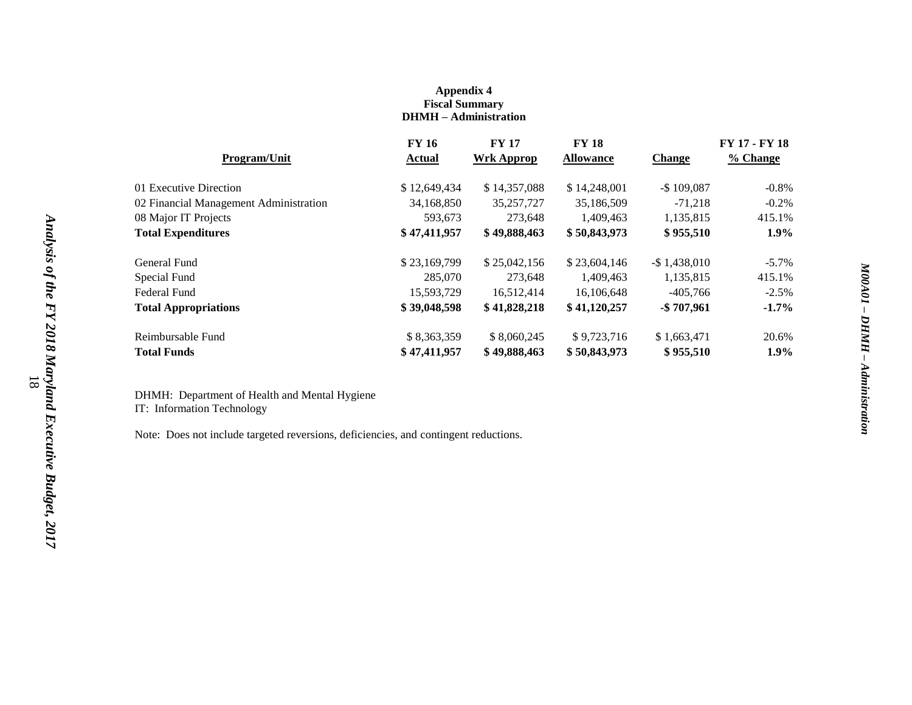**Appendix 4**
**Fiscal Summary**
**DHMH – Administration**

| Program/Unit | FY 16 Actual | FY 17 Wrk Approp | FY 18 Allowance | Change | FY 17 - FY 18 % Change |
|---|---|---|---|---|---|
| 01 Executive Direction | $ 12,649,434 | $ 14,357,088 | $ 14,248,001 | -$ 109,087 | -0.8% |
| 02 Financial Management Administration | 34,168,850 | 35,257,727 | 35,186,509 | -71,218 | -0.2% |
| 08 Major IT Projects | 593,673 | 273,648 | 1,409,463 | 1,135,815 | 415.1% |
| **Total Expenditures** | **$ 47,411,957** | **$ 49,888,463** | **$ 50,843,973** | **$ 955,510** | **1.9%** |
| | | | | | |
| General Fund | $ 23,169,799 | $ 25,042,156 | $ 23,604,146 | -$ 1,438,010 | -5.7% |
| Special Fund | 285,070 | 273,648 | 1,409,463 | 1,135,815 | 415.1% |
| Federal Fund | 15,593,729 | 16,512,414 | 16,106,648 | -405,766 | -2.5% |
| **Total Appropriations** | **$ 39,048,598** | **$ 41,828,218** | **$ 41,120,257** | **-$ 707,961** | **-1.7%** |
| | | | | | |
| Reimbursable Fund | $ 8,363,359 | $ 8,060,245 | $ 9,723,716 | $ 1,663,471 | 20.6% |
| **Total Funds** | **$ 47,411,957** | **$ 49,888,463** | **$ 50,843,973** | **$ 955,510** | **1.9%** |

DHMH: Department of Health and Mental Hygiene
IT: Information Technology

Note: Does not include targeted reversions, deficiencies, and contingent reductions.